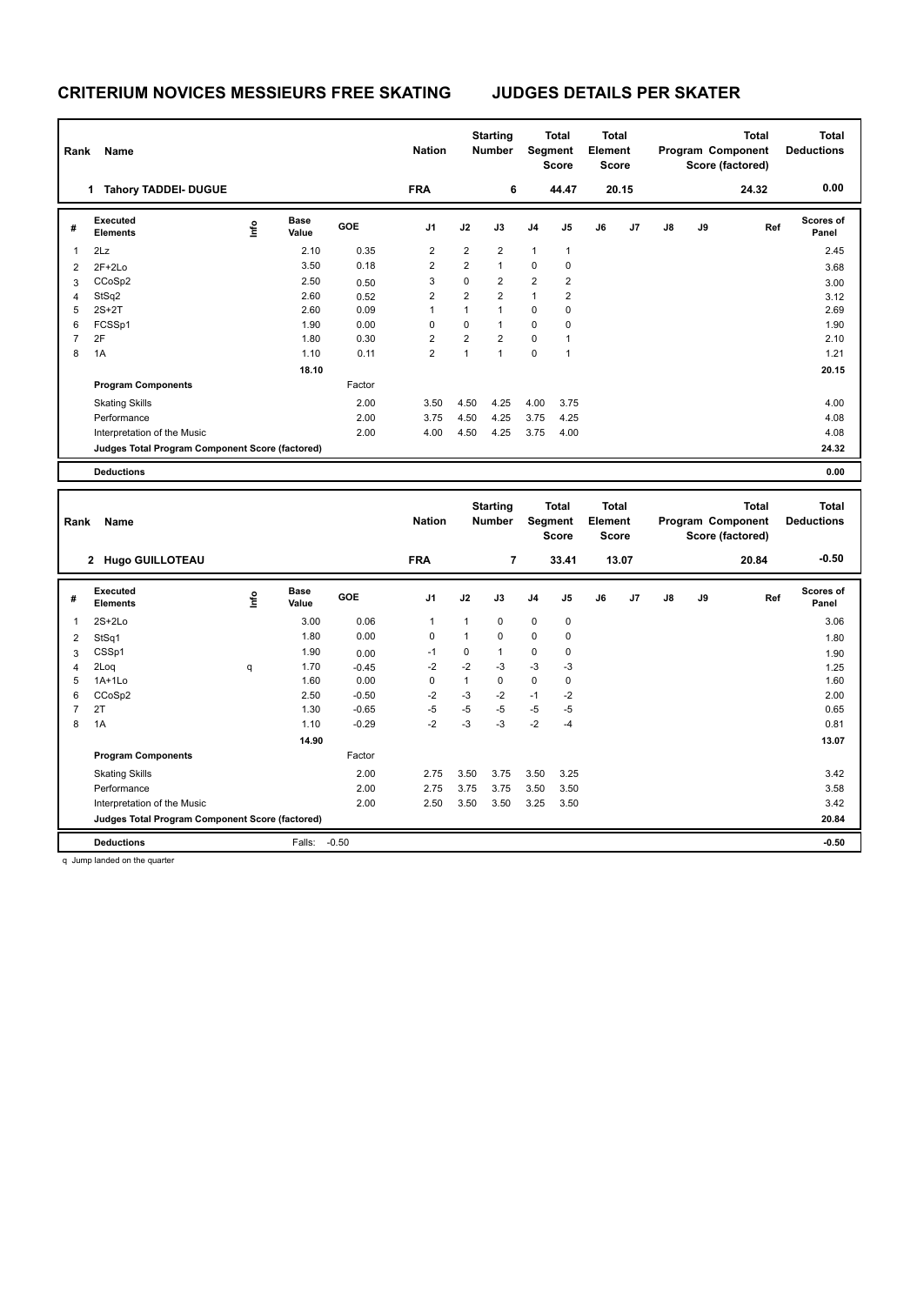# CRITERIUM NOVICES MESSIEURS FREE SKATING — JUDGES DETAILS PER SKATER

| Rank | Name | Nation | Starting Number | Total Segment Score | Total Element Score | Total Program Component Score (factored) | Total Deductions |
|---|---|---|---|---|---|---|---|
| 1 | Tahory TADDEI- DUGUE | FRA | 6 | 44.47 | 20.15 | 24.32 | 0.00 |

| # | Executed Elements | Info | Base Value | GOE | J1 | J2 | J3 | J4 | J5 | J6 | J7 | J8 | J9 | Ref | Scores of Panel |
|---|---|---|---|---|---|---|---|---|---|---|---|---|---|---|---|
| 1 | 2Lz | | 2.10 | 0.35 | 2 | 2 | 2 | 1 | 1 | | | | | | 2.45 |
| 2 | 2F+2Lo | | 3.50 | 0.18 | 2 | 2 | 1 | 0 | 0 | | | | | | 3.68 |
| 3 | CCoSp2 | | 2.50 | 0.50 | 3 | 0 | 2 | 2 | 2 | | | | | | 3.00 |
| 4 | StSq2 | | 2.60 | 0.52 | 2 | 2 | 2 | 1 | 2 | | | | | | 3.12 |
| 5 | 2S+2T | | 2.60 | 0.09 | 1 | 1 | 1 | 0 | 0 | | | | | | 2.69 |
| 6 | FCSSp1 | | 1.90 | 0.00 | 0 | 0 | 1 | 0 | 0 | | | | | | 1.90 |
| 7 | 2F | | 1.80 | 0.30 | 2 | 2 | 2 | 0 | 1 | | | | | | 2.10 |
| 8 | 1A | | 1.10 | 0.11 | 2 | 1 | 1 | 0 | 1 | | | | | | 1.21 |
| | | | 18.10 | | | | | | | | | | | | 20.15 |
| | **Program Components** | | | Factor | | | | | | | | | | | |
| | Skating Skills | | | 2.00 | 3.50 | 4.50 | 4.25 | 4.00 | 3.75 | | | | | | 4.00 |
| | Performance | | | 2.00 | 3.75 | 4.50 | 4.25 | 3.75 | 4.25 | | | | | | 4.08 |
| | Interpretation of the Music | | | 2.00 | 4.00 | 4.50 | 4.25 | 3.75 | 4.00 | | | | | | 4.08 |
| | **Judges Total Program Component Score (factored)** | | | | | | | | | | | | | | 24.32 |
| | **Deductions** | | | | | | | | | | | | | | 0.00 |

| Rank | Name | Nation | Starting Number | Total Segment Score | Total Element Score | Total Program Component Score (factored) | Total Deductions |
|---|---|---|---|---|---|---|---|
| 2 | Hugo GUILLOTEAU | FRA | 7 | 33.41 | 13.07 | 20.84 | -0.50 |

| # | Executed Elements | Info | Base Value | GOE | J1 | J2 | J3 | J4 | J5 | J6 | J7 | J8 | J9 | Ref | Scores of Panel |
|---|---|---|---|---|---|---|---|---|---|---|---|---|---|---|---|
| 1 | 2S+2Lo | | 3.00 | 0.06 | 1 | 1 | 0 | 0 | 0 | | | | | | 3.06 |
| 2 | StSq1 | | 1.80 | 0.00 | 0 | 1 | 0 | 0 | 0 | | | | | | 1.80 |
| 3 | CSSp1 | | 1.90 | 0.00 | -1 | 0 | 1 | 0 | 0 | | | | | | 1.90 |
| 4 | 2Loq | q | 1.70 | -0.45 | -2 | -2 | -3 | -3 | -3 | | | | | | 1.25 |
| 5 | 1A+1Lo | | 1.60 | 0.00 | 0 | 1 | 0 | 0 | 0 | | | | | | 1.60 |
| 6 | CCoSp2 | | 2.50 | -0.50 | -2 | -3 | -2 | -1 | -2 | | | | | | 2.00 |
| 7 | 2T | | 1.30 | -0.65 | -5 | -5 | -5 | -5 | -5 | | | | | | 0.65 |
| 8 | 1A | | 1.10 | -0.29 | -2 | -3 | -3 | -2 | -4 | | | | | | 0.81 |
| | | | 14.90 | | | | | | | | | | | | 13.07 |
| | **Program Components** | | | Factor | | | | | | | | | | | |
| | Skating Skills | | | 2.00 | 2.75 | 3.50 | 3.75 | 3.50 | 3.25 | | | | | | 3.42 |
| | Performance | | | 2.00 | 2.75 | 3.75 | 3.75 | 3.50 | 3.50 | | | | | | 3.58 |
| | Interpretation of the Music | | | 2.00 | 2.50 | 3.50 | 3.50 | 3.25 | 3.50 | | | | | | 3.42 |
| | **Judges Total Program Component Score (factored)** | | | | | | | | | | | | | | 20.84 |
| | **Deductions** | | Falls: | -0.50 | | | | | | | | | | | -0.50 |

q Jump landed on the quarter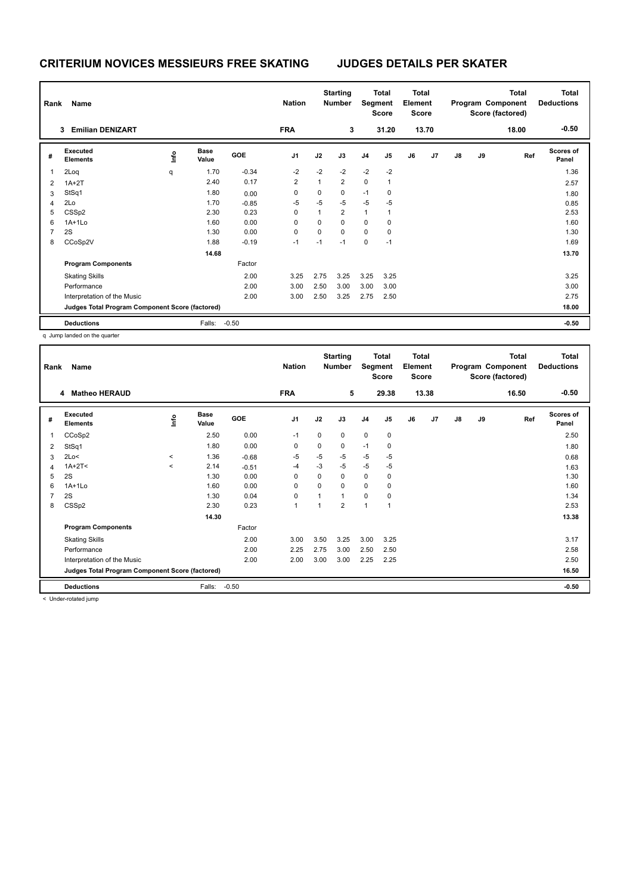# CRITERIUM NOVICES MESSIEURS FREE SKATING — JUDGES DETAILS PER SKATER

| Rank | Name | Nation | Starting Number | Total Segment Score | Total Element Score | Total Program Component Score (factored) | Total Deductions |
|---|---|---|---|---|---|---|---|
| 3 | Emilian DENIZART | FRA | 3 | 31.20 | 13.70 | 18.00 | -0.50 |

| # | Executed Elements | Info | Base Value | GOE | J1 | J2 | J3 | J4 | J5 | J6 | J7 | J8 | J9 | Ref | Scores of Panel |
|---|---|---|---|---|---|---|---|---|---|---|---|---|---|---|---|
| 1 | 2Loq | q | 1.70 | -0.34 | -2 | -2 | -2 | -2 | -2 | | | | | | 1.36 |
| 2 | 1A+2T | | 2.40 | 0.17 | 2 | 1 | 2 | 0 | 1 | | | | | | 2.57 |
| 3 | StSq1 | | 1.80 | 0.00 | 0 | 0 | 0 | -1 | 0 | | | | | | 1.80 |
| 4 | 2Lo | | 1.70 | -0.85 | -5 | -5 | -5 | -5 | -5 | | | | | | 0.85 |
| 5 | CSSp2 | | 2.30 | 0.23 | 0 | 1 | 2 | 1 | 1 | | | | | | 2.53 |
| 6 | 1A+1Lo | | 1.60 | 0.00 | 0 | 0 | 0 | 0 | 0 | | | | | | 1.60 |
| 7 | 2S | | 1.30 | 0.00 | 0 | 0 | 0 | 0 | 0 | | | | | | 1.30 |
| 8 | CCoSp2V | | 1.88 | -0.19 | -1 | -1 | -1 | 0 | -1 | | | | | | 1.69 |
| | | | 14.68 | | | | | | | | | | | | 13.70 |
| | **Program Components** | | | Factor | | | | | | | | | | | |
| | Skating Skills | | | 2.00 | 3.25 | 2.75 | 3.25 | 3.25 | 3.25 | | | | | | 3.25 |
| | Performance | | | 2.00 | 3.00 | 2.50 | 3.00 | 3.00 | 3.00 | | | | | | 3.00 |
| | Interpretation of the Music | | | 2.00 | 3.00 | 2.50 | 3.25 | 2.75 | 2.50 | | | | | | 2.75 |
| | **Judges Total Program Component Score (factored)** | | | | | | | | | | | | | | 18.00 |
| | **Deductions** | | Falls: | -0.50 | | | | | | | | | | | -0.50 |

q Jump landed on the quarter

| Rank | Name | Nation | Starting Number | Total Segment Score | Total Element Score | Total Program Component Score (factored) | Total Deductions |
|---|---|---|---|---|---|---|---|
| 4 | Matheo HERAUD | FRA | 5 | 29.38 | 13.38 | 16.50 | -0.50 |

| # | Executed Elements | Info | Base Value | GOE | J1 | J2 | J3 | J4 | J5 | J6 | J7 | J8 | J9 | Ref | Scores of Panel |
|---|---|---|---|---|---|---|---|---|---|---|---|---|---|---|---|
| 1 | CCoSp2 | | 2.50 | 0.00 | -1 | 0 | 0 | 0 | 0 | | | | | | 2.50 |
| 2 | StSq1 | | 1.80 | 0.00 | 0 | 0 | 0 | -1 | 0 | | | | | | 1.80 |
| 3 | 2Lo< | < | 1.36 | -0.68 | -5 | -5 | -5 | -5 | -5 | | | | | | 0.68 |
| 4 | 1A+2T< | < | 2.14 | -0.51 | -4 | -3 | -5 | -5 | -5 | | | | | | 1.63 |
| 5 | 2S | | 1.30 | 0.00 | 0 | 0 | 0 | 0 | 0 | | | | | | 1.30 |
| 6 | 1A+1Lo | | 1.60 | 0.00 | 0 | 0 | 0 | 0 | 0 | | | | | | 1.60 |
| 7 | 2S | | 1.30 | 0.04 | 0 | 1 | 1 | 0 | 0 | | | | | | 1.34 |
| 8 | CSSp2 | | 2.30 | 0.23 | 1 | 1 | 2 | 1 | 1 | | | | | | 2.53 |
| | | | 14.30 | | | | | | | | | | | | 13.38 |
| | **Program Components** | | | Factor | | | | | | | | | | | |
| | Skating Skills | | | 2.00 | 3.00 | 3.50 | 3.25 | 3.00 | 3.25 | | | | | | 3.17 |
| | Performance | | | 2.00 | 2.25 | 2.75 | 3.00 | 2.50 | 2.50 | | | | | | 2.58 |
| | Interpretation of the Music | | | 2.00 | 2.00 | 3.00 | 3.00 | 2.25 | 2.25 | | | | | | 2.50 |
| | **Judges Total Program Component Score (factored)** | | | | | | | | | | | | | | 16.50 |
| | **Deductions** | | Falls: | -0.50 | | | | | | | | | | | -0.50 |

< Under-rotated jump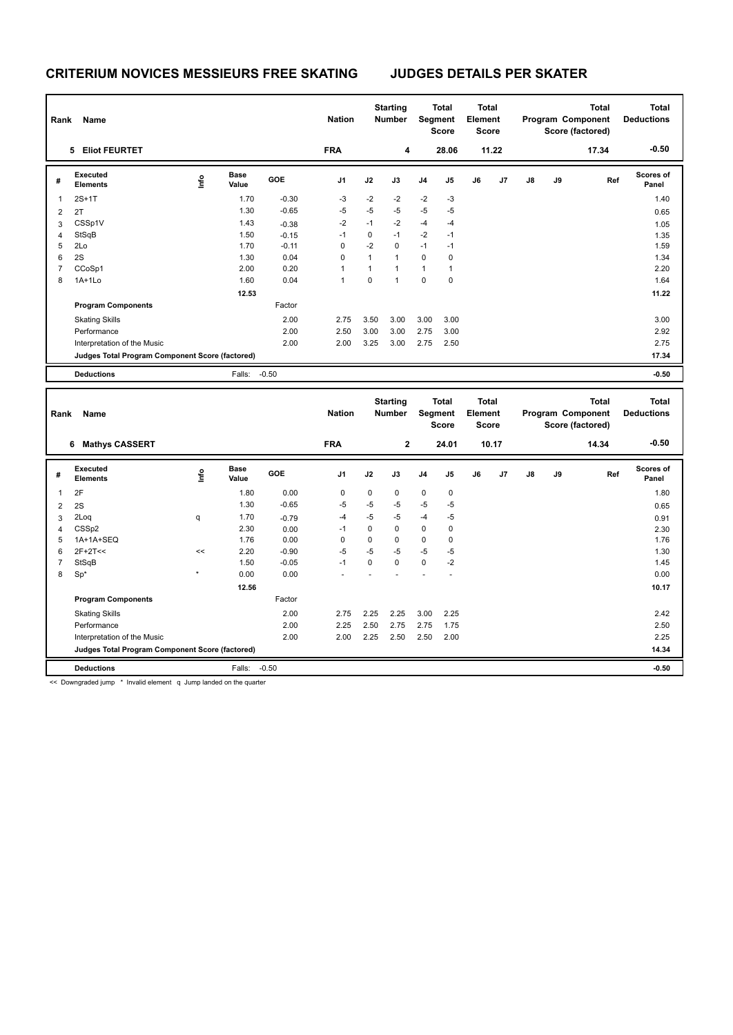# CRITERIUM NOVICES MESSIEURS FREE SKATING    JUDGES DETAILS PER SKATER

| Rank | Name | Nation | Starting Number | Total Segment Score | Total Element Score | Total Program Component Score (factored) | Total Deductions |
|---|---|---|---|---|---|---|---|
| 5 | Eliot FEURTET | FRA | 4 | 28.06 | 11.22 | 17.34 | -0.50 |

| # | Executed Elements | Info | Base Value | GOE | J1 | J2 | J3 | J4 | J5 | J6 | J7 | J8 | J9 | Ref | Scores of Panel |
|---|---|---|---|---|---|---|---|---|---|---|---|---|---|---|---|
| 1 | 2S+1T | | 1.70 | -0.30 | -3 | -2 | -2 | -2 | -3 | | | | | | 1.40 |
| 2 | 2T | | 1.30 | -0.65 | -5 | -5 | -5 | -5 | -5 | | | | | | 0.65 |
| 3 | CSSp1V | | 1.43 | -0.38 | -2 | -1 | -2 | -4 | -4 | | | | | | 1.05 |
| 4 | StSqB | | 1.50 | -0.15 | -1 | 0 | -1 | -2 | -1 | | | | | | 1.35 |
| 5 | 2Lo | | 1.70 | -0.11 | 0 | -2 | 0 | -1 | -1 | | | | | | 1.59 |
| 6 | 2S | | 1.30 | 0.04 | 0 | 1 | 1 | 0 | 0 | | | | | | 1.34 |
| 7 | CCoSp1 | | 2.00 | 0.20 | 1 | 1 | 1 | 1 | 1 | | | | | | 2.20 |
| 8 | 1A+1Lo | | 1.60 | 0.04 | 1 | 0 | 1 | 0 | 0 | | | | | | 1.64 |
| | | | 12.53 | | | | | | | | | | | | 11.22 |
| | **Program Components** | | | Factor | | | | | | | | | | | |
| | Skating Skills | | | 2.00 | 2.75 | 3.50 | 3.00 | 3.00 | 3.00 | | | | | | 3.00 |
| | Performance | | | 2.00 | 2.50 | 3.00 | 3.00 | 2.75 | 3.00 | | | | | | 2.92 |
| | Interpretation of the Music | | | 2.00 | 2.00 | 3.25 | 3.00 | 2.75 | 2.50 | | | | | | 2.75 |
| | **Judges Total Program Component Score (factored)** | | | | | | | | | | | | | | 17.34 |
| | **Deductions** | | Falls: | -0.50 | | | | | | | | | | | -0.50 |

| Rank | Name | Nation | Starting Number | Total Segment Score | Total Element Score | Total Program Component Score (factored) | Total Deductions |
|---|---|---|---|---|---|---|---|
| 6 | Mathys CASSERT | FRA | 2 | 24.01 | 10.17 | 14.34 | -0.50 |

| # | Executed Elements | Info | Base Value | GOE | J1 | J2 | J3 | J4 | J5 | J6 | J7 | J8 | J9 | Ref | Scores of Panel |
|---|---|---|---|---|---|---|---|---|---|---|---|---|---|---|---|
| 1 | 2F | | 1.80 | 0.00 | 0 | 0 | 0 | 0 | 0 | | | | | | 1.80 |
| 2 | 2S | | 1.30 | -0.65 | -5 | -5 | -5 | -5 | -5 | | | | | | 0.65 |
| 3 | 2Loq | q | 1.70 | -0.79 | -4 | -5 | -5 | -4 | -5 | | | | | | 0.91 |
| 4 | CSSp2 | | 2.30 | 0.00 | -1 | 0 | 0 | 0 | 0 | | | | | | 2.30 |
| 5 | 1A+1A+SEQ | | 1.76 | 0.00 | 0 | 0 | 0 | 0 | 0 | | | | | | 1.76 |
| 6 | 2F+2T<< | << | 2.20 | -0.90 | -5 | -5 | -5 | -5 | -5 | | | | | | 1.30 |
| 7 | StSqB | | 1.50 | -0.05 | -1 | 0 | 0 | 0 | -2 | | | | | | 1.45 |
| 8 | Sp* | * | 0.00 | 0.00 | - | - | - | - | - | | | | | | 0.00 |
| | | | 12.56 | | | | | | | | | | | | 10.17 |
| | **Program Components** | | | Factor | | | | | | | | | | | |
| | Skating Skills | | | 2.00 | 2.75 | 2.25 | 2.25 | 3.00 | 2.25 | | | | | | 2.42 |
| | Performance | | | 2.00 | 2.25 | 2.50 | 2.75 | 2.75 | 1.75 | | | | | | 2.50 |
| | Interpretation of the Music | | | 2.00 | 2.00 | 2.25 | 2.50 | 2.50 | 2.00 | | | | | | 2.25 |
| | **Judges Total Program Component Score (factored)** | | | | | | | | | | | | | | 14.34 |
| | **Deductions** | | Falls: | -0.50 | | | | | | | | | | | -0.50 |

<< Downgraded jump * Invalid element q Jump landed on the quarter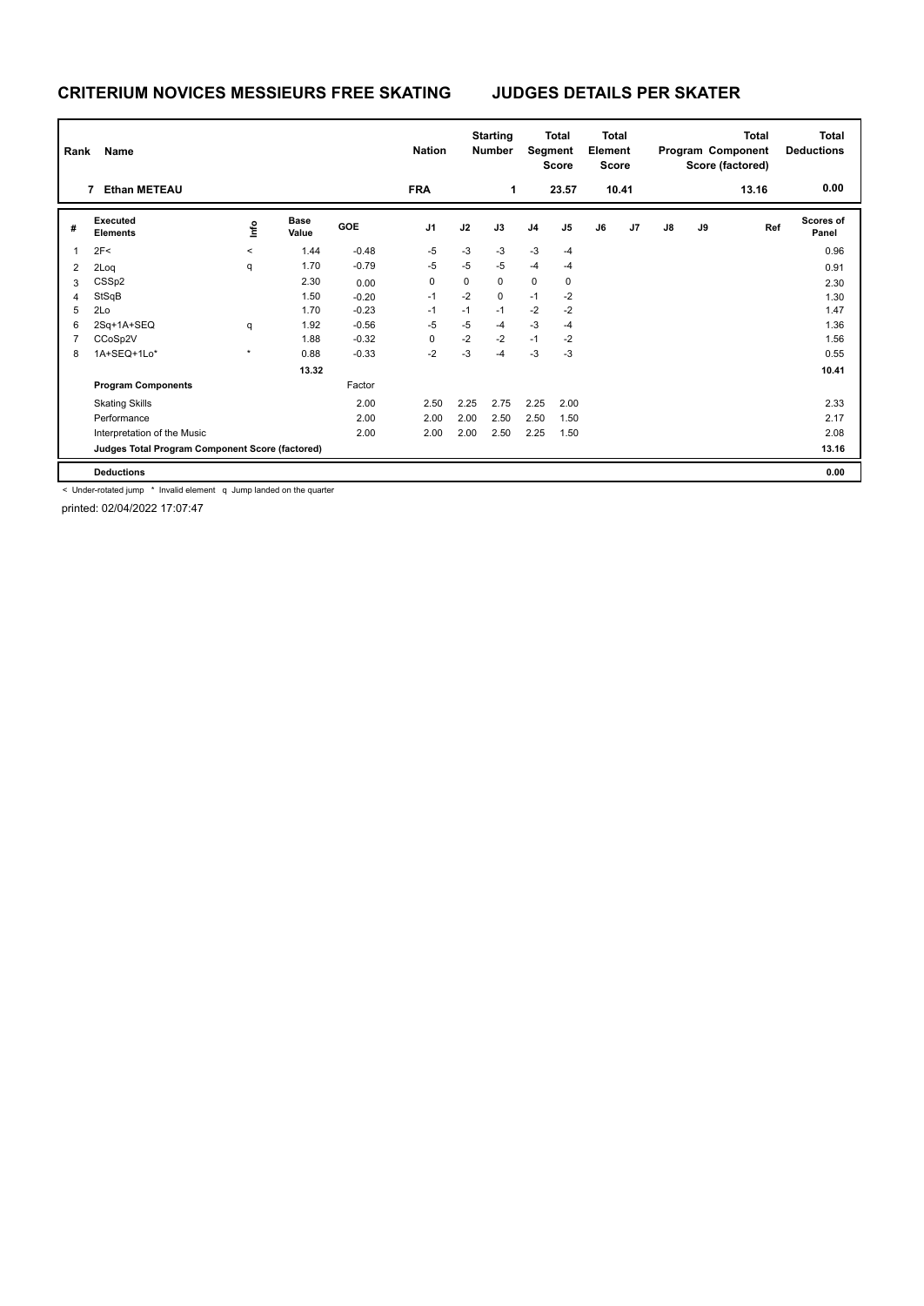# CRITERIUM NOVICES MESSIEURS FREE SKATING

# JUDGES DETAILS PER SKATER

| Rank | Name | Nation | Starting Number | Total Segment Score | Total Element Score | Total Program Component Score (factored) | Total Deductions |
|---|---|---|---|---|---|---|---|
| 7 | Ethan METEAU | FRA | 1 | 23.57 | 10.41 | 13.16 | 0.00 |

| # | Executed Elements | Info | Base Value | GOE | J1 | J2 | J3 | J4 | J5 | J6 | J7 | J8 | J9 | Ref | Scores of Panel |
|---|---|---|---|---|---|---|---|---|---|---|---|---|---|---|---|
| 1 | 2F< | < | 1.44 | -0.48 | -5 | -3 | -3 | -3 | -4 | | | | | | 0.96 |
| 2 | 2Loq | q | 1.70 | -0.79 | -5 | -5 | -5 | -4 | -4 | | | | | | 0.91 |
| 3 | CSSp2 | | 2.30 | 0.00 | 0 | 0 | 0 | 0 | 0 | | | | | | 2.30 |
| 4 | StSqB | | 1.50 | -0.20 | -1 | -2 | 0 | -1 | -2 | | | | | | 1.30 |
| 5 | 2Lo | | 1.70 | -0.23 | -1 | -1 | -1 | -2 | -2 | | | | | | 1.47 |
| 6 | 2Sq+1A+SEQ | q | 1.92 | -0.56 | -5 | -5 | -4 | -3 | -4 | | | | | | 1.36 |
| 7 | CCoSp2V | | 1.88 | -0.32 | 0 | -2 | -2 | -1 | -2 | | | | | | 1.56 |
| 8 | 1A+SEQ+1Lo* | * | 0.88 | -0.33 | -2 | -3 | -4 | -3 | -3 | | | | | | 0.55 |
| | | | 13.32 | | | | | | | | | | | | 10.41 |
| | **Program Components** | | | Factor | | | | | | | | | | | |
| | Skating Skills | | | 2.00 | 2.50 | 2.25 | 2.75 | 2.25 | 2.00 | | | | | | 2.33 |
| | Performance | | | 2.00 | 2.00 | 2.00 | 2.50 | 2.50 | 1.50 | | | | | | 2.17 |
| | Interpretation of the Music | | | 2.00 | 2.00 | 2.00 | 2.50 | 2.25 | 1.50 | | | | | | 2.08 |
| | **Judges Total Program Component Score (factored)** | | | | | | | | | | | | | | 13.16 |
| | **Deductions** | | | | | | | | | | | | | | 0.00 |

< Under-rotated jump * Invalid element q Jump landed on the quarter

printed: 02/04/2022 17:07:47